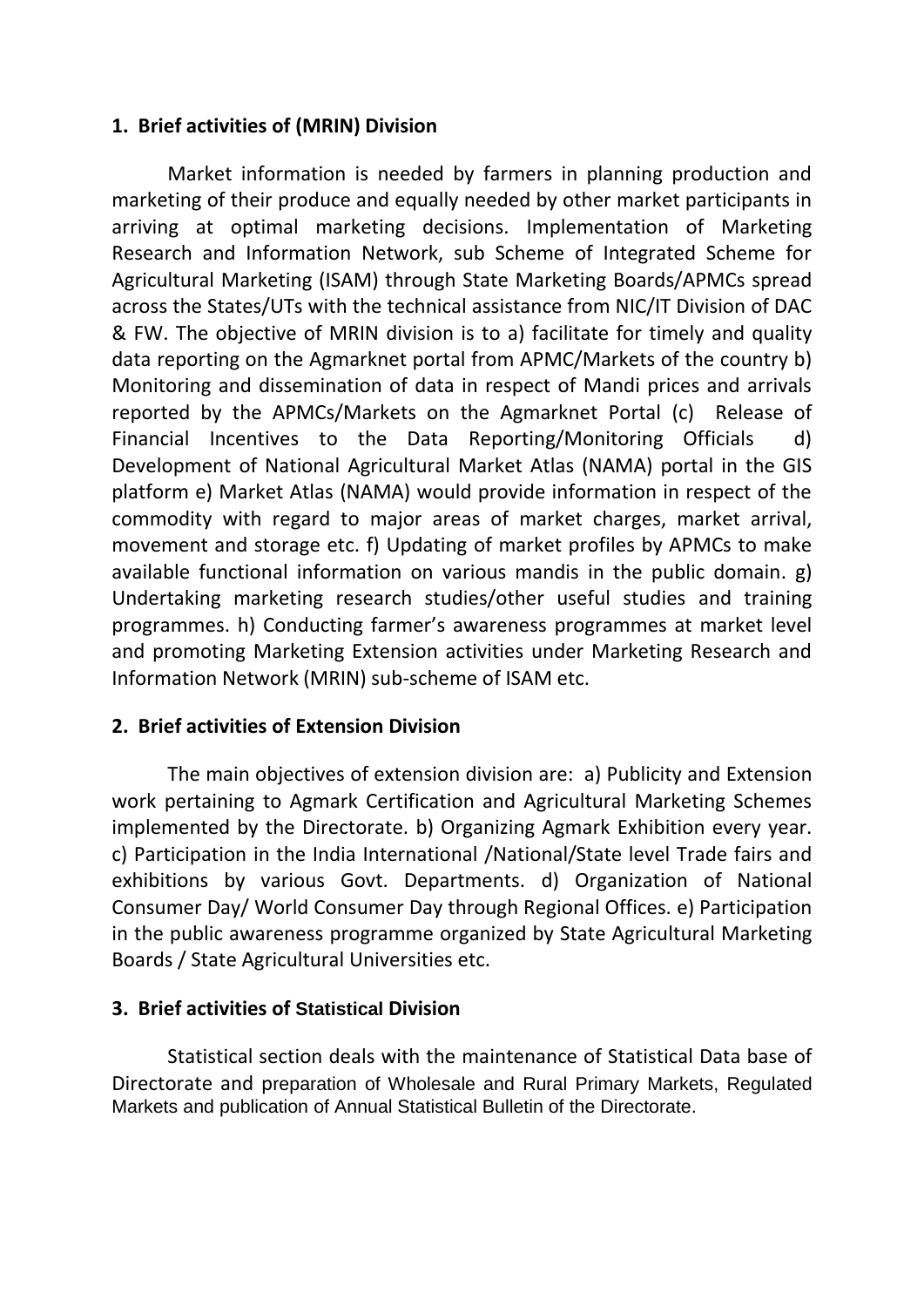## 1. Brief activities of (MRIN) Division

Market information is needed by farmers in planning production and marketing of their produce and equally needed by other market participants in arriving at optimal marketing decisions. Implementation of Marketing Research and Information Network, sub Scheme of Integrated Scheme for Agricultural Marketing (ISAM) through State Marketing Boards/APMCs spread across the States/UTs with the technical assistance from NIC/IT Division of DAC & FW. The objective of MRIN division is to a) facilitate for timely and quality data reporting on the Agmarknet portal from APMC/Markets of the country b) Monitoring and dissemination of data in respect of Mandi prices and arrivals reported by the APMCs/Markets on the Agmarknet Portal (c) Release of Financial Incentives to the Data Reporting/Monitoring Officials d) Development of National Agricultural Market Atlas (NAMA) portal in the GIS platform e) Market Atlas (NAMA) would provide information in respect of the commodity with regard to major areas of market charges, market arrival, movement and storage etc. f) Updating of market profiles by APMCs to make available functional information on various mandis in the public domain. g) Undertaking marketing research studies/other useful studies and training programmes. h) Conducting farmer's awareness programmes at market level and promoting Marketing Extension activities under Marketing Research and Information Network (MRIN) sub-scheme of ISAM etc.

## 2. Brief activities of Extension Division

The main objectives of extension division are: a) Publicity and Extension work pertaining to Agmark Certification and Agricultural Marketing Schemes implemented by the Directorate. b) Organizing Agmark Exhibition every year. c) Participation in the India International /National/State level Trade fairs and exhibitions by various Govt. Departments. d) Organization of National Consumer Day/ World Consumer Day through Regional Offices. e) Participation in the public awareness programme organized by State Agricultural Marketing Boards / State Agricultural Universities etc.

## 3. Brief activities of Statistical Division

Statistical section deals with the maintenance of Statistical Data base of Directorate and preparation of Wholesale and Rural Primary Markets, Regulated Markets and publication of Annual Statistical Bulletin of the Directorate.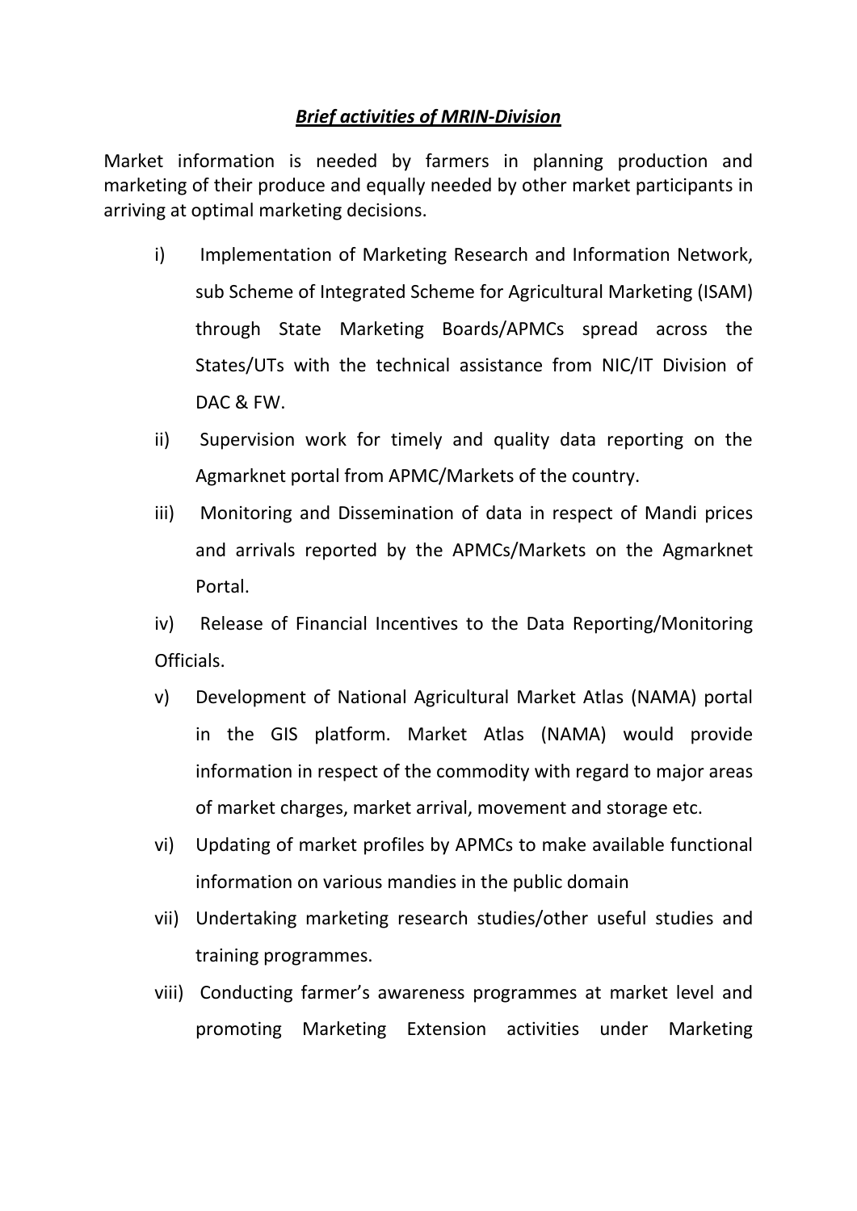***Brief activities of MRIN-Division***

Market information is needed by farmers in planning production and marketing of their produce and equally needed by other market participants in arriving at optimal marketing decisions.

i) Implementation of Marketing Research and Information Network, sub Scheme of Integrated Scheme for Agricultural Marketing (ISAM) through State Marketing Boards/APMCs spread across the States/UTs with the technical assistance from NIC/IT Division of DAC & FW.

ii) Supervision work for timely and quality data reporting on the Agmarknet portal from APMC/Markets of the country.

iii) Monitoring and Dissemination of data in respect of Mandi prices and arrivals reported by the APMCs/Markets on the Agmarknet Portal.

iv) Release of Financial Incentives to the Data Reporting/Monitoring Officials.

v) Development of National Agricultural Market Atlas (NAMA) portal in the GIS platform. Market Atlas (NAMA) would provide information in respect of the commodity with regard to major areas of market charges, market arrival, movement and storage etc.

vi) Updating of market profiles by APMCs to make available functional information on various mandies in the public domain

vii) Undertaking marketing research studies/other useful studies and training programmes.

viii) Conducting farmer's awareness programmes at market level and promoting Marketing Extension activities under Marketing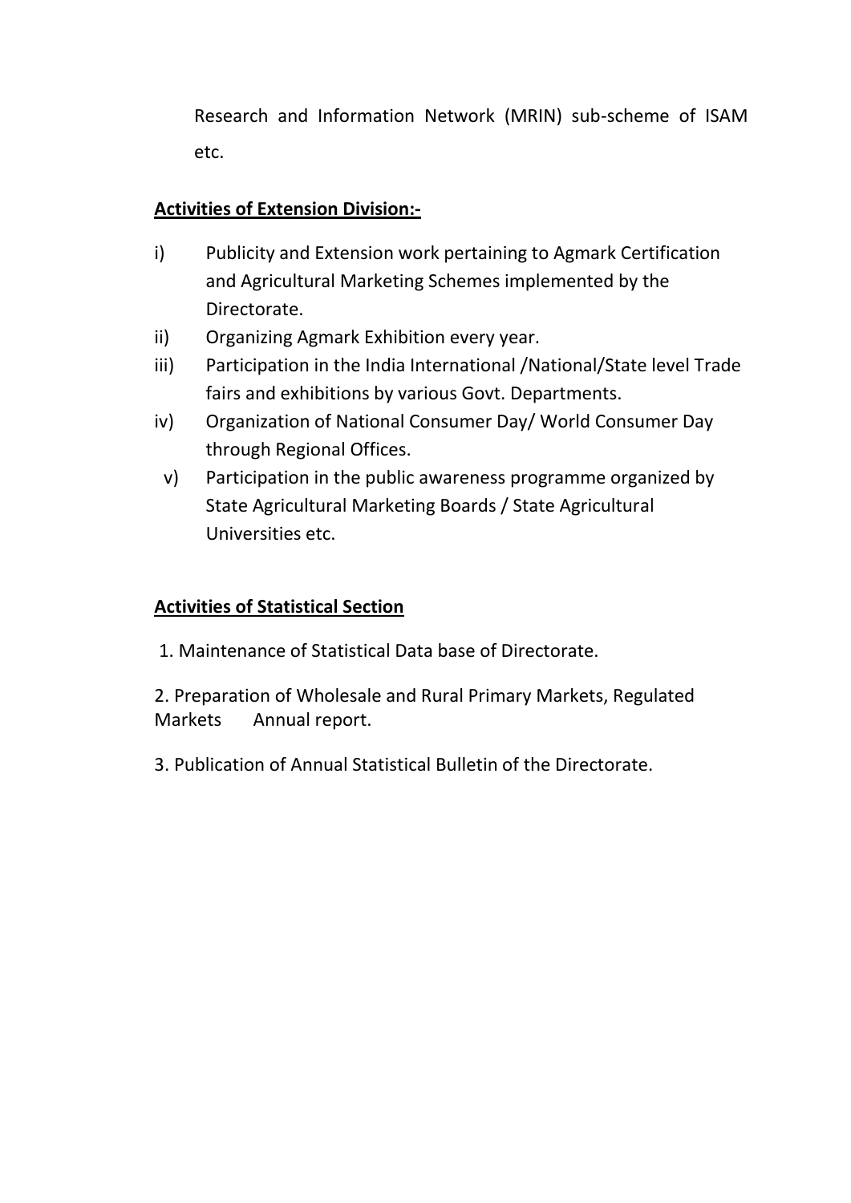Research and Information Network (MRIN) sub-scheme of ISAM etc.

**Activities of Extension Division:-**

i) Publicity and Extension work pertaining to Agmark Certification and Agricultural Marketing Schemes implemented by the Directorate.
ii) Organizing Agmark Exhibition every year.
iii) Participation in the India International /National/State level Trade fairs and exhibitions by various Govt. Departments.
iv) Organization of National Consumer Day/ World Consumer Day through Regional Offices.
v) Participation in the public awareness programme organized by State Agricultural Marketing Boards / State Agricultural Universities etc.

**Activities of Statistical Section**

1. Maintenance of Statistical Data base of Directorate.

2. Preparation of Wholesale and Rural Primary Markets, Regulated Markets Annual report.

3. Publication of Annual Statistical Bulletin of the Directorate.